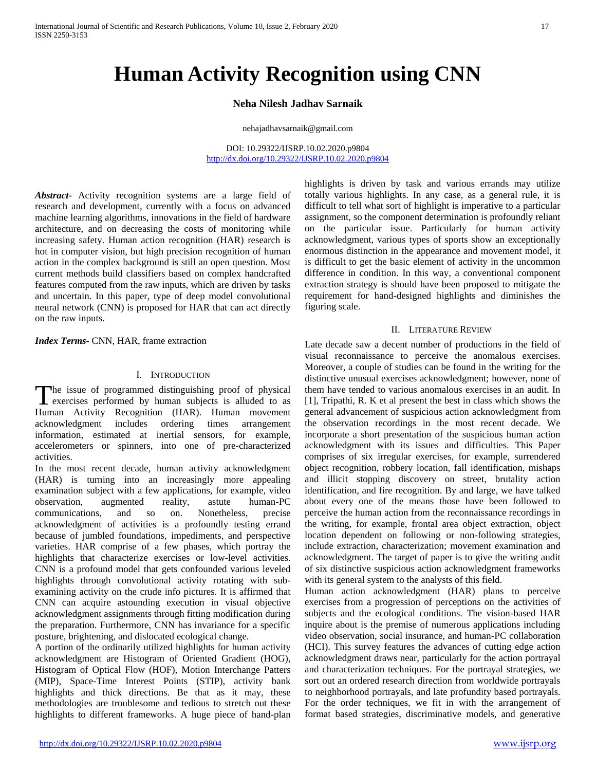# Human Activity Recognition using CNN

**Neha Nilesh Jadhav Sarnaik**

nehajadhavsarnaik@gmail.com

DOI: 10.29322/IJSRP.10.02.2020.p9804
http://dx.doi.org/10.29322/IJSRP.10.02.2020.p9804

***Abstract***- Activity recognition systems are a large field of research and development, currently with a focus on advanced machine learning algorithms, innovations in the field of hardware architecture, and on decreasing the costs of monitoring while increasing safety. Human action recognition (HAR) research is hot in computer vision, but high precision recognition of human action in the complex background is still an open question. Most current methods build classifiers based on complex handcrafted features computed from the raw inputs, which are driven by tasks and uncertain. In this paper, type of deep model convolutional neural network (CNN) is proposed for HAR that can act directly on the raw inputs.

***Index Terms***- CNN, HAR, frame extraction

## I. Introduction

The issue of programmed distinguishing proof of physical exercises performed by human subjects is alluded to as Human Activity Recognition (HAR). Human movement acknowledgment includes ordering times arrangement information, estimated at inertial sensors, for example, accelerometers or spinners, into one of pre-characterized activities.

In the most recent decade, human activity acknowledgment (HAR) is turning into an increasingly more appealing examination subject with a few applications, for example, video observation, augmented reality, astute human-PC communications, and so on. Nonetheless, precise acknowledgment of activities is a profoundly testing errand because of jumbled foundations, impediments, and perspective varieties. HAR comprise of a few phases, which portray the highlights that characterize exercises or low-level activities. CNN is a profound model that gets confounded various leveled highlights through convolutional activity rotating with sub-examining activity on the crude info pictures. It is affirmed that CNN can acquire astounding execution in visual objective acknowledgment assignments through fitting modification during the preparation. Furthermore, CNN has invariance for a specific posture, brightening, and dislocated ecological change.

A portion of the ordinarily utilized highlights for human activity acknowledgment are Histogram of Oriented Gradient (HOG), Histogram of Optical Flow (HOF), Motion Interchange Patters (MIP), Space-Time Interest Points (STIP), activity bank highlights and thick directions. Be that as it may, these methodologies are troublesome and tedious to stretch out these highlights to different frameworks. A huge piece of hand-plan highlights is driven by task and various errands may utilize totally various highlights. In any case, as a general rule, it is difficult to tell what sort of highlight is imperative to a particular assignment, so the component determination is profoundly reliant on the particular issue. Particularly for human activity acknowledgment, various types of sports show an exceptionally enormous distinction in the appearance and movement model, it is difficult to get the basic element of activity in the uncommon difference in condition. In this way, a conventional component extraction strategy is should have been proposed to mitigate the requirement for hand-designed highlights and diminishes the figuring scale.

## II. Literature Review

Late decade saw a decent number of productions in the field of visual reconnaissance to perceive the anomalous exercises. Moreover, a couple of studies can be found in the writing for the distinctive unusual exercises acknowledgment; however, none of them have tended to various anomalous exercises in an audit. In [1], Tripathi, R. K et al present the best in class which shows the general advancement of suspicious action acknowledgment from the observation recordings in the most recent decade. We incorporate a short presentation of the suspicious human action acknowledgment with its issues and difficulties. This Paper comprises of six irregular exercises, for example, surrendered object recognition, robbery location, fall identification, mishaps and illicit stopping discovery on street, brutality action identification, and fire recognition. By and large, we have talked about every one of the means those have been followed to perceive the human action from the reconnaissance recordings in the writing, for example, frontal area object extraction, object location dependent on following or non-following strategies, include extraction, characterization; movement examination and acknowledgment. The target of paper is to give the writing audit of six distinctive suspicious action acknowledgment frameworks with its general system to the analysts of this field.

Human action acknowledgment (HAR) plans to perceive exercises from a progression of perceptions on the activities of subjects and the ecological conditions. The vision-based HAR inquire about is the premise of numerous applications including video observation, social insurance, and human-PC collaboration (HCI). This survey features the advances of cutting edge action acknowledgment draws near, particularly for the action portrayal and characterization techniques. For the portrayal strategies, we sort out an ordered research direction from worldwide portrayals to neighborhood portrayals, and late profundity based portrayals. For the order techniques, we fit in with the arrangement of format based strategies, discriminative models, and generative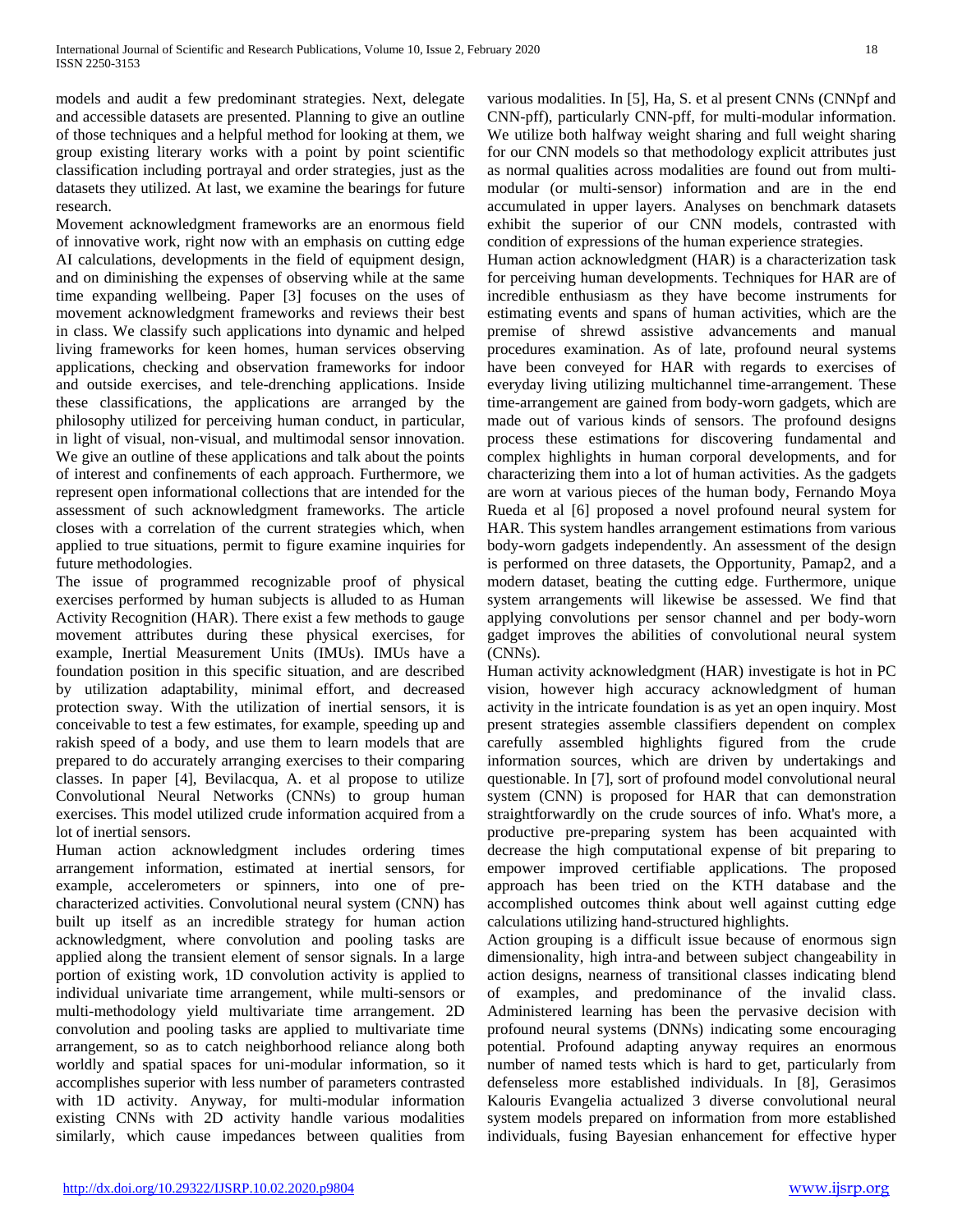models and audit a few predominant strategies. Next, delegate and accessible datasets are presented. Planning to give an outline of those techniques and a helpful method for looking at them, we group existing literary works with a point by point scientific classification including portrayal and order strategies, just as the datasets they utilized. At last, we examine the bearings for future research.

Movement acknowledgment frameworks are an enormous field of innovative work, right now with an emphasis on cutting edge AI calculations, developments in the field of equipment design, and on diminishing the expenses of observing while at the same time expanding wellbeing. Paper [3] focuses on the uses of movement acknowledgment frameworks and reviews their best in class. We classify such applications into dynamic and helped living frameworks for keen homes, human services observing applications, checking and observation frameworks for indoor and outside exercises, and tele-drenching applications. Inside these classifications, the applications are arranged by the philosophy utilized for perceiving human conduct, in particular, in light of visual, non-visual, and multimodal sensor innovation. We give an outline of these applications and talk about the points of interest and confinements of each approach. Furthermore, we represent open informational collections that are intended for the assessment of such acknowledgment frameworks. The article closes with a correlation of the current strategies which, when applied to true situations, permit to figure examine inquiries for future methodologies.

The issue of programmed recognizable proof of physical exercises performed by human subjects is alluded to as Human Activity Recognition (HAR). There exist a few methods to gauge movement attributes during these physical exercises, for example, Inertial Measurement Units (IMUs). IMUs have a foundation position in this specific situation, and are described by utilization adaptability, minimal effort, and decreased protection sway. With the utilization of inertial sensors, it is conceivable to test a few estimates, for example, speeding up and rakish speed of a body, and use them to learn models that are prepared to do accurately arranging exercises to their comparing classes. In paper [4], Bevilacqua, A. et al propose to utilize Convolutional Neural Networks (CNNs) to group human exercises. This model utilized crude information acquired from a lot of inertial sensors.

Human action acknowledgment includes ordering times arrangement information, estimated at inertial sensors, for example, accelerometers or spinners, into one of pre-characterized activities. Convolutional neural system (CNN) has built up itself as an incredible strategy for human action acknowledgment, where convolution and pooling tasks are applied along the transient element of sensor signals. In a large portion of existing work, 1D convolution activity is applied to individual univariate time arrangement, while multi-sensors or multi-methodology yield multivariate time arrangement. 2D convolution and pooling tasks are applied to multivariate time arrangement, so as to catch neighborhood reliance along both worldly and spatial spaces for uni-modular information, so it accomplishes superior with less number of parameters contrasted with 1D activity. Anyway, for multi-modular information existing CNNs with 2D activity handle various modalities similarly, which cause impedances between qualities from various modalities. In [5], Ha, S. et al present CNNs (CNNpf and CNN-pff), particularly CNN-pff, for multi-modular information. We utilize both halfway weight sharing and full weight sharing for our CNN models so that methodology explicit attributes just as normal qualities across modalities are found out from multi-modular (or multi-sensor) information and are in the end accumulated in upper layers. Analyses on benchmark datasets exhibit the superior of our CNN models, contrasted with condition of expressions of the human experience strategies.

Human action acknowledgment (HAR) is a characterization task for perceiving human developments. Techniques for HAR are of incredible enthusiasm as they have become instruments for estimating events and spans of human activities, which are the premise of shrewd assistive advancements and manual procedures examination. As of late, profound neural systems have been conveyed for HAR with regards to exercises of everyday living utilizing multichannel time-arrangement. These time-arrangement are gained from body-worn gadgets, which are made out of various kinds of sensors. The profound designs process these estimations for discovering fundamental and complex highlights in human corporal developments, and for characterizing them into a lot of human activities. As the gadgets are worn at various pieces of the human body, Fernando Moya Rueda et al [6] proposed a novel profound neural system for HAR. This system handles arrangement estimations from various body-worn gadgets independently. An assessment of the design is performed on three datasets, the Opportunity, Pamap2, and a modern dataset, beating the cutting edge. Furthermore, unique system arrangements will likewise be assessed. We find that applying convolutions per sensor channel and per body-worn gadget improves the abilities of convolutional neural system (CNNs).

Human activity acknowledgment (HAR) investigate is hot in PC vision, however high accuracy acknowledgment of human activity in the intricate foundation is as yet an open inquiry. Most present strategies assemble classifiers dependent on complex carefully assembled highlights figured from the crude information sources, which are driven by undertakings and questionable. In [7], sort of profound model convolutional neural system (CNN) is proposed for HAR that can demonstration straightforwardly on the crude sources of info. What's more, a productive pre-preparing system has been acquainted with decrease the high computational expense of bit preparing to empower improved certifiable applications. The proposed approach has been tried on the KTH database and the accomplished outcomes think about well against cutting edge calculations utilizing hand-structured highlights.

Action grouping is a difficult issue because of enormous sign dimensionality, high intra-and between subject changeability in action designs, nearness of transitional classes indicating blend of examples, and predominance of the invalid class. Administered learning has been the pervasive decision with profound neural systems (DNNs) indicating some encouraging potential. Profound adapting anyway requires an enormous number of named tests which is hard to get, particularly from defenseless more established individuals. In [8], Gerasimos Kalouris Evangelia actualized 3 diverse convolutional neural system models prepared on information from more established individuals, fusing Bayesian enhancement for effective hyper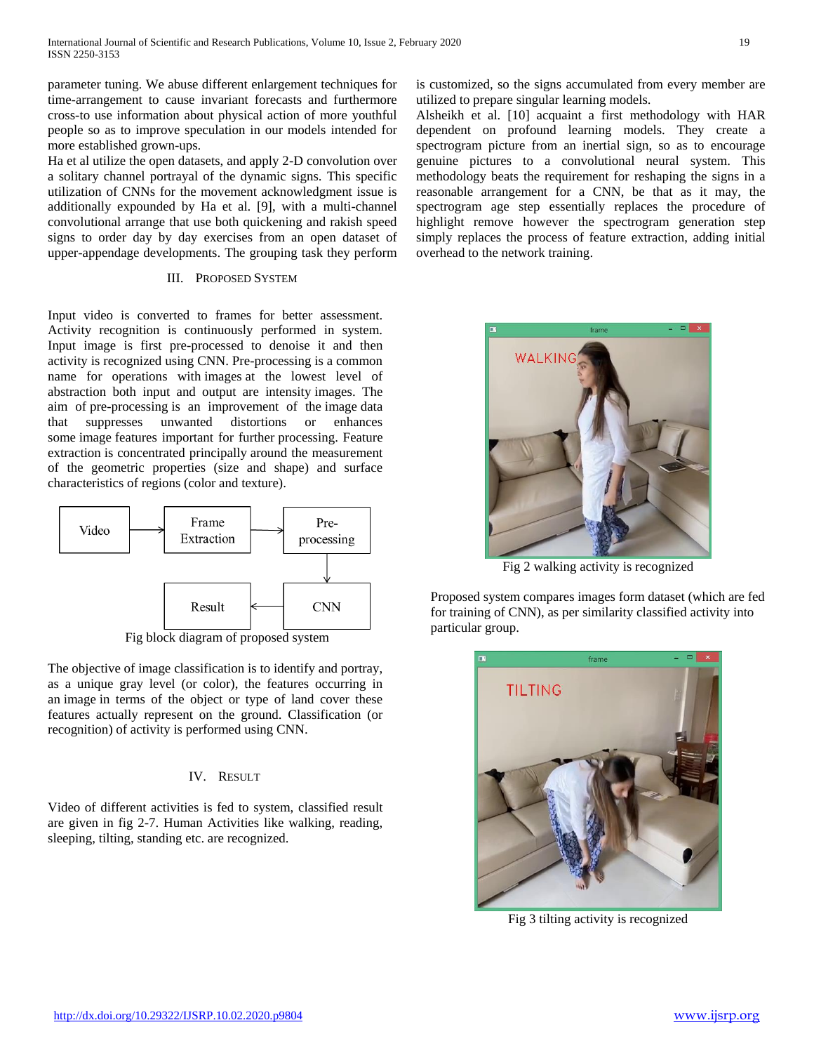parameter tuning. We abuse different enlargement techniques for time-arrangement to cause invariant forecasts and furthermore cross-to use information about physical action of more youthful people so as to improve speculation in our models intended for more established grown-ups.

Ha et al utilize the open datasets, and apply 2-D convolution over a solitary channel portrayal of the dynamic signs. This specific utilization of CNNs for the movement acknowledgment issue is additionally expounded by Ha et al. [9], with a multi-channel convolutional arrange that use both quickening and rakish speed signs to order day by day exercises from an open dataset of upper-appendage developments. The grouping task they perform is customized, so the signs accumulated from every member are utilized to prepare singular learning models.

Alsheikh et al. [10] acquaint a first methodology with HAR dependent on profound learning models. They create a spectrogram picture from an inertial sign, so as to encourage genuine pictures to a convolutional neural system. This methodology beats the requirement for reshaping the signs in a reasonable arrangement for a CNN, be that as it may, the spectrogram age step essentially replaces the procedure of highlight remove however the spectrogram generation step simply replaces the process of feature extraction, adding initial overhead to the network training.

## III. Proposed System

Input video is converted to frames for better assessment. Activity recognition is continuously performed in system. Input image is first pre-processed to denoise it and then activity is recognized using CNN. Pre-processing is a common name for operations with images at the lowest level of abstraction both input and output are intensity images. The aim of pre-processing is an improvement of the image data that suppresses unwanted distortions or enhances some image features important for further processing. Feature extraction is concentrated principally around the measurement of the geometric properties (size and shape) and surface characteristics of regions (color and texture).

Video → Frame Extraction → Pre-processing → CNN → Result

Fig block diagram of proposed system

The objective of image classification is to identify and portray, as a unique gray level (or color), the features occurring in an image in terms of the object or type of land cover these features actually represent on the ground. Classification (or recognition) of activity is performed using CNN.

## IV. Result

Video of different activities is fed to system, classified result are given in fig 2-7. Human Activities like walking, reading, sleeping, tilting, standing etc. are recognized.

Fig 2 walking activity is recognized

Proposed system compares images form dataset (which are fed for training of CNN), as per similarity classified activity into particular group.

Fig 3 tilting activity is recognized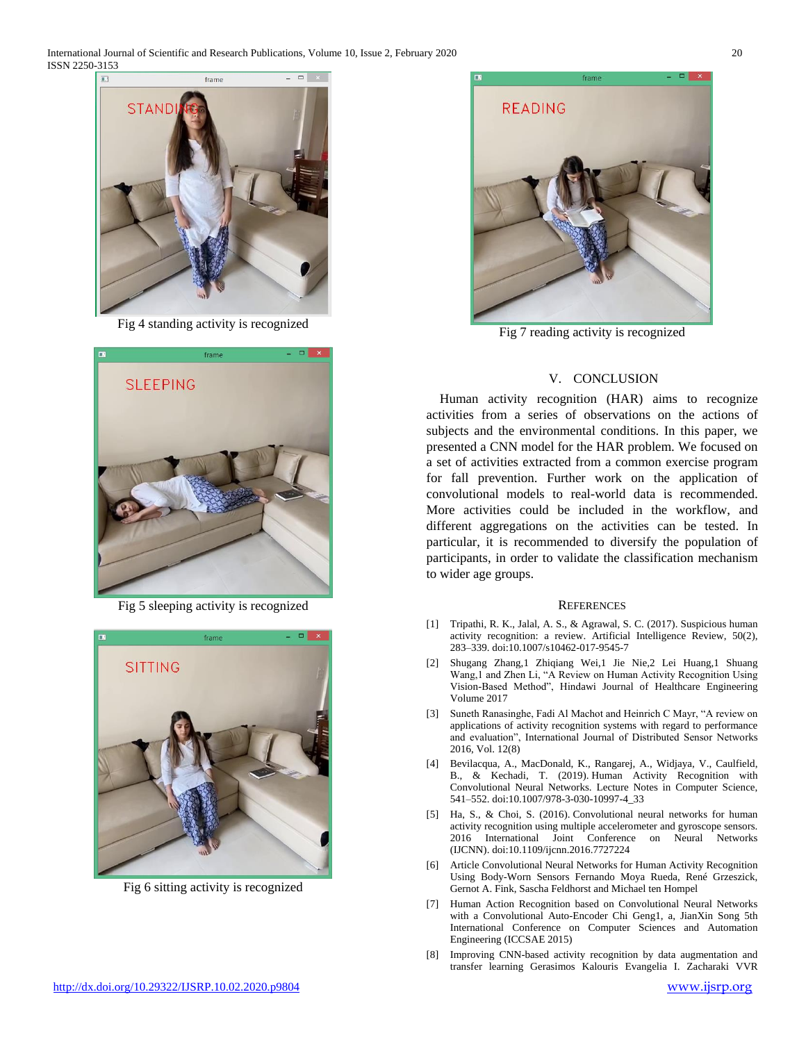Fig 4 standing activity is recognized

Fig 5 sleeping activity is recognized

Fig 6 sitting activity is recognized

Fig 7 reading activity is recognized

## V. CONCLUSION

Human activity recognition (HAR) aims to recognize activities from a series of observations on the actions of subjects and the environmental conditions. In this paper, we presented a CNN model for the HAR problem. We focused on a set of activities extracted from a common exercise program for fall prevention. Further work on the application of convolutional models to real-world data is recommended. More activities could be included in the workflow, and different aggregations on the activities can be tested. In particular, it is recommended to diversify the population of participants, in order to validate the classification mechanism to wider age groups.

## REFERENCES

[1] Tripathi, R. K., Jalal, A. S., & Agrawal, S. C. (2017). Suspicious human activity recognition: a review. Artificial Intelligence Review, 50(2), 283–339. doi:10.1007/s10462-017-9545-7

[2] Shugang Zhang,1 Zhiqiang Wei,1 Jie Nie,2 Lei Huang,1 Shuang Wang,1 and Zhen Li, "A Review on Human Activity Recognition Using Vision-Based Method", Hindawi Journal of Healthcare Engineering Volume 2017

[3] Suneth Ranasinghe, Fadi Al Machot and Heinrich C Mayr, "A review on applications of activity recognition systems with regard to performance and evaluation", International Journal of Distributed Sensor Networks 2016, Vol. 12(8)

[4] Bevilacqua, A., MacDonald, K., Rangarej, A., Widjaya, V., Caulfield, B., & Kechadi, T. (2019). Human Activity Recognition with Convolutional Neural Networks. Lecture Notes in Computer Science, 541–552. doi:10.1007/978-3-030-10997-4_33

[5] Ha, S., & Choi, S. (2016). Convolutional neural networks for human activity recognition using multiple accelerometer and gyroscope sensors. 2016 International Joint Conference on Neural Networks (IJCNN). doi:10.1109/ijcnn.2016.7727224

[6] Article Convolutional Neural Networks for Human Activity Recognition Using Body-Worn Sensors Fernando Moya Rueda, René Grzeszick, Gernot A. Fink, Sascha Feldhorst and Michael ten Hompel

[7] Human Action Recognition based on Convolutional Neural Networks with a Convolutional Auto-Encoder Chi Geng1, a, JianXin Song 5th International Conference on Computer Sciences and Automation Engineering (ICCSAE 2015)

[8] Improving CNN-based activity recognition by data augmentation and transfer learning Gerasimos Kalouris Evangelia I. Zacharaki VVR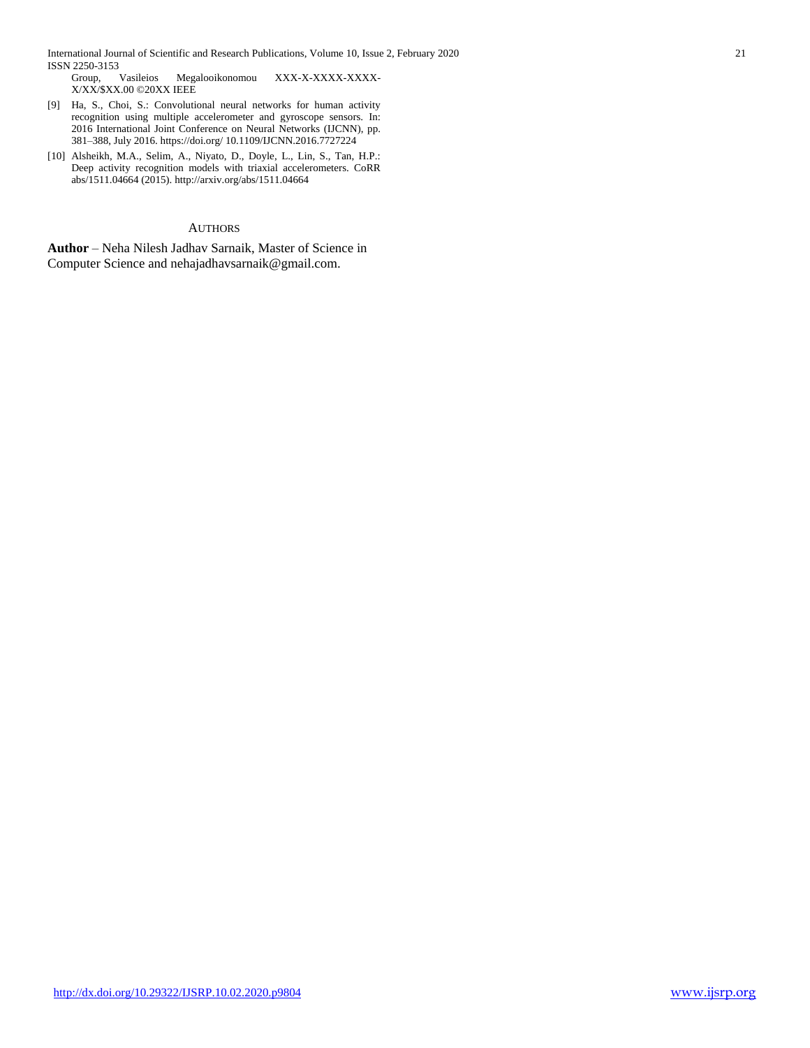Group, Vasileios Megalooikonomou XXX-X-XXXX-XXXX-X/XX/$XX.00 ©20XX IEEE

[9] Ha, S., Choi, S.: Convolutional neural networks for human activity recognition using multiple accelerometer and gyroscope sensors. In: 2016 International Joint Conference on Neural Networks (IJCNN), pp. 381–388, July 2016. https://doi.org/ 10.1109/IJCNN.2016.7727224

[10] Alsheikh, M.A., Selim, A., Niyato, D., Doyle, L., Lin, S., Tan, H.P.: Deep activity recognition models with triaxial accelerometers. CoRR abs/1511.04664 (2015). http://arxiv.org/abs/1511.04664

## AUTHORS

**Author** – Neha Nilesh Jadhav Sarnaik, Master of Science in Computer Science and nehajadhavsarnaik@gmail.com.